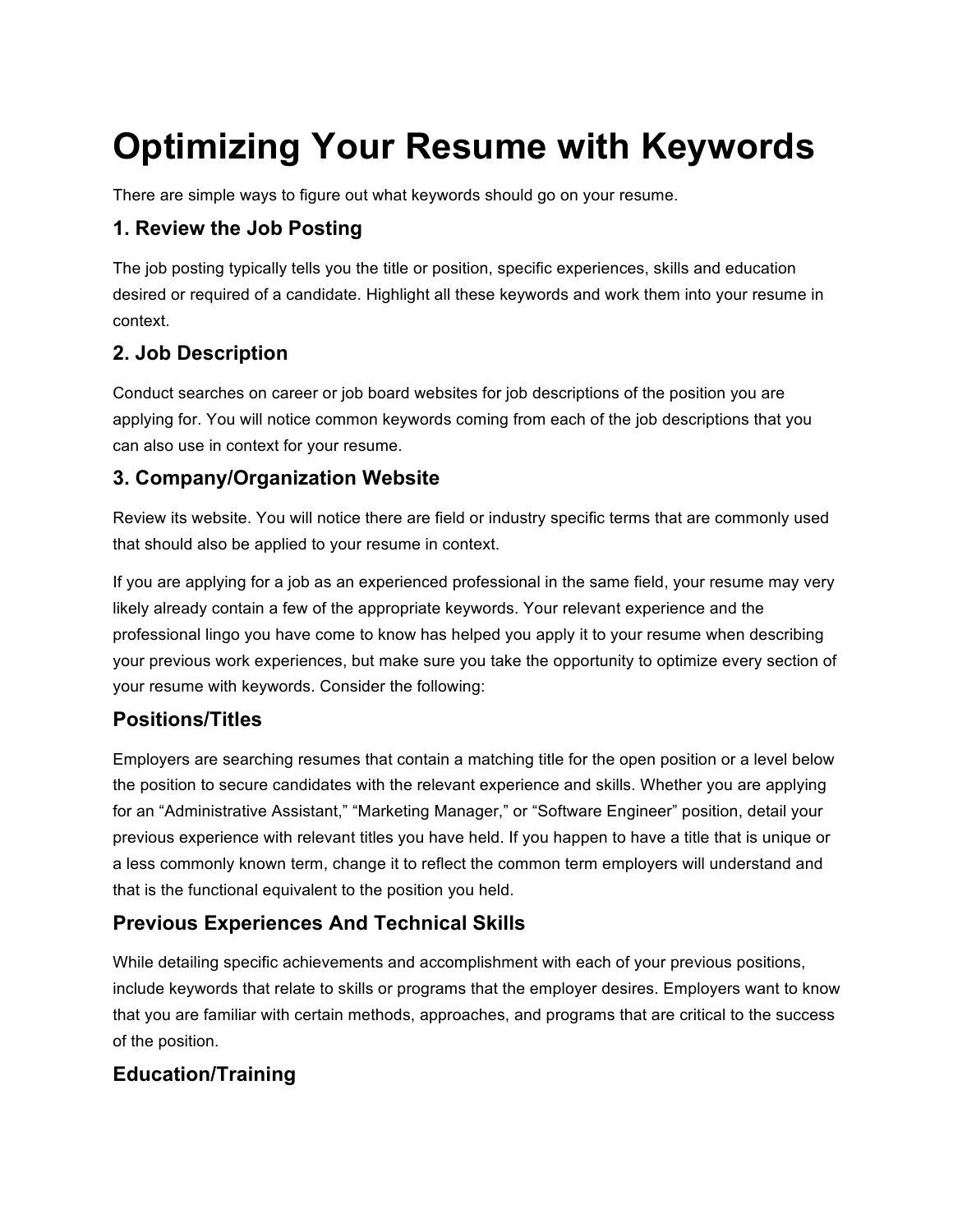# Optimizing Your Resume with Keywords

There are simple ways to figure out what keywords should go on your resume.

## 1. Review the Job Posting

The job posting typically tells you the title or position, specific experiences, skills and education desired or required of a candidate. Highlight all these keywords and work them into your resume in context.

## 2. Job Description

Conduct searches on career or job board websites for job descriptions of the position you are applying for. You will notice common keywords coming from each of the job descriptions that you can also use in context for your resume.

## 3. Company/Organization Website

Review its website. You will notice there are field or industry specific terms that are commonly used that should also be applied to your resume in context.

If you are applying for a job as an experienced professional in the same field, your resume may very likely already contain a few of the appropriate keywords. Your relevant experience and the professional lingo you have come to know has helped you apply it to your resume when describing your previous work experiences, but make sure you take the opportunity to optimize every section of your resume with keywords. Consider the following:

## Positions/Titles

Employers are searching resumes that contain a matching title for the open position or a level below the position to secure candidates with the relevant experience and skills. Whether you are applying for an "Administrative Assistant," "Marketing Manager," or "Software Engineer" position, detail your previous experience with relevant titles you have held. If you happen to have a title that is unique or a less commonly known term, change it to reflect the common term employers will understand and that is the functional equivalent to the position you held.

## Previous Experiences And Technical Skills

While detailing specific achievements and accomplishment with each of your previous positions, include keywords that relate to skills or programs that the employer desires. Employers want to know that you are familiar with certain methods, approaches, and programs that are critical to the success of the position.

## Education/Training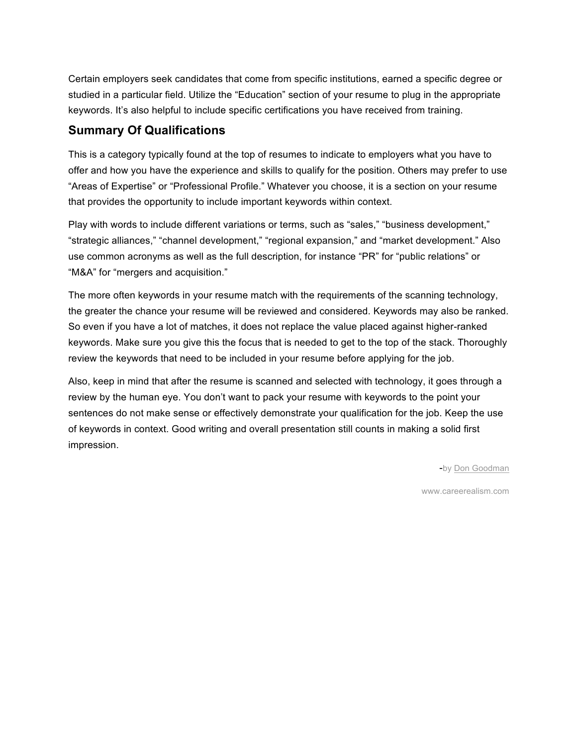Certain employers seek candidates that come from specific institutions, earned a specific degree or studied in a particular field. Utilize the "Education" section of your resume to plug in the appropriate keywords. It's also helpful to include specific certifications you have received from training.

## Summary Of Qualifications

This is a category typically found at the top of resumes to indicate to employers what you have to offer and how you have the experience and skills to qualify for the position. Others may prefer to use "Areas of Expertise" or "Professional Profile." Whatever you choose, it is a section on your resume that provides the opportunity to include important keywords within context.

Play with words to include different variations or terms, such as "sales," "business development," "strategic alliances," "channel development," "regional expansion," and "market development." Also use common acronyms as well as the full description, for instance "PR" for "public relations" or "M&A" for "mergers and acquisition."

The more often keywords in your resume match with the requirements of the scanning technology, the greater the chance your resume will be reviewed and considered. Keywords may also be ranked. So even if you have a lot of matches, it does not replace the value placed against higher-ranked keywords. Make sure you give this the focus that is needed to get to the top of the stack. Thoroughly review the keywords that need to be included in your resume before applying for the job.

Also, keep in mind that after the resume is scanned and selected with technology, it goes through a review by the human eye. You don't want to pack your resume with keywords to the point your sentences do not make sense or effectively demonstrate your qualification for the job. Keep the use of keywords in context. Good writing and overall presentation still counts in making a solid first impression.

-by Don Goodman

www.careerealism.com